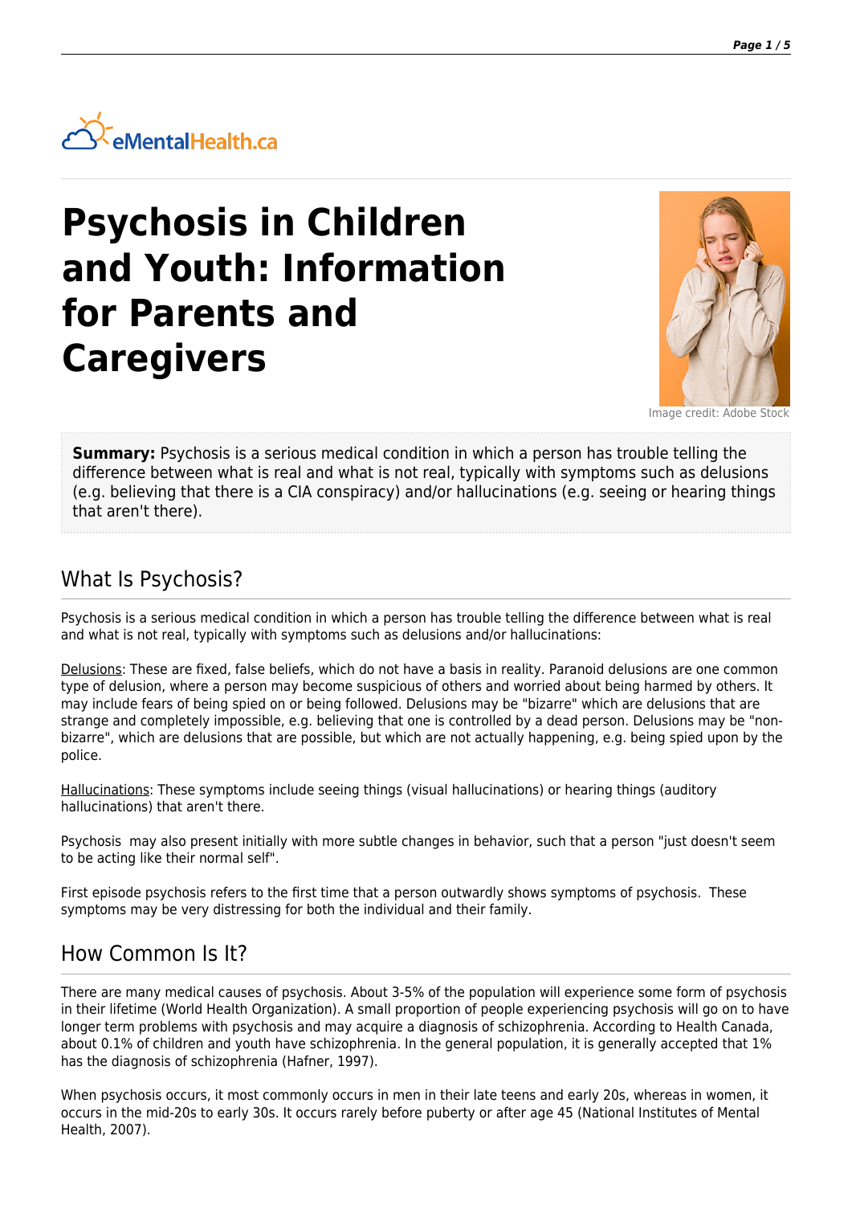eMentalHealth.ca

# Psychosis in Children and Youth: Information for Parents and Caregivers

Image credit: Adobe Stock

**Summary:** Psychosis is a serious medical condition in which a person has trouble telling the difference between what is real and what is not real, typically with symptoms such as delusions (e.g. believing that there is a CIA conspiracy) and/or hallucinations (e.g. seeing or hearing things that aren't there).

## What Is Psychosis?

Psychosis is a serious medical condition in which a person has trouble telling the difference between what is real and what is not real, typically with symptoms such as delusions and/or hallucinations:

Delusions: These are fixed, false beliefs, which do not have a basis in reality. Paranoid delusions are one common type of delusion, where a person may become suspicious of others and worried about being harmed by others. It may include fears of being spied on or being followed. Delusions may be "bizarre" which are delusions that are strange and completely impossible, e.g. believing that one is controlled by a dead person. Delusions may be "non-bizarre", which are delusions that are possible, but which are not actually happening, e.g. being spied upon by the police.

Hallucinations: These symptoms include seeing things (visual hallucinations) or hearing things (auditory hallucinations) that aren't there.

Psychosis may also present initially with more subtle changes in behavior, such that a person "just doesn't seem to be acting like their normal self".

First episode psychosis refers to the first time that a person outwardly shows symptoms of psychosis. These symptoms may be very distressing for both the individual and their family.

## How Common Is It?

There are many medical causes of psychosis. About 3-5% of the population will experience some form of psychosis in their lifetime (World Health Organization). A small proportion of people experiencing psychosis will go on to have longer term problems with psychosis and may acquire a diagnosis of schizophrenia. According to Health Canada, about 0.1% of children and youth have schizophrenia. In the general population, it is generally accepted that 1% has the diagnosis of schizophrenia (Hafner, 1997).

When psychosis occurs, it most commonly occurs in men in their late teens and early 20s, whereas in women, it occurs in the mid-20s to early 30s. It occurs rarely before puberty or after age 45 (National Institutes of Mental Health, 2007).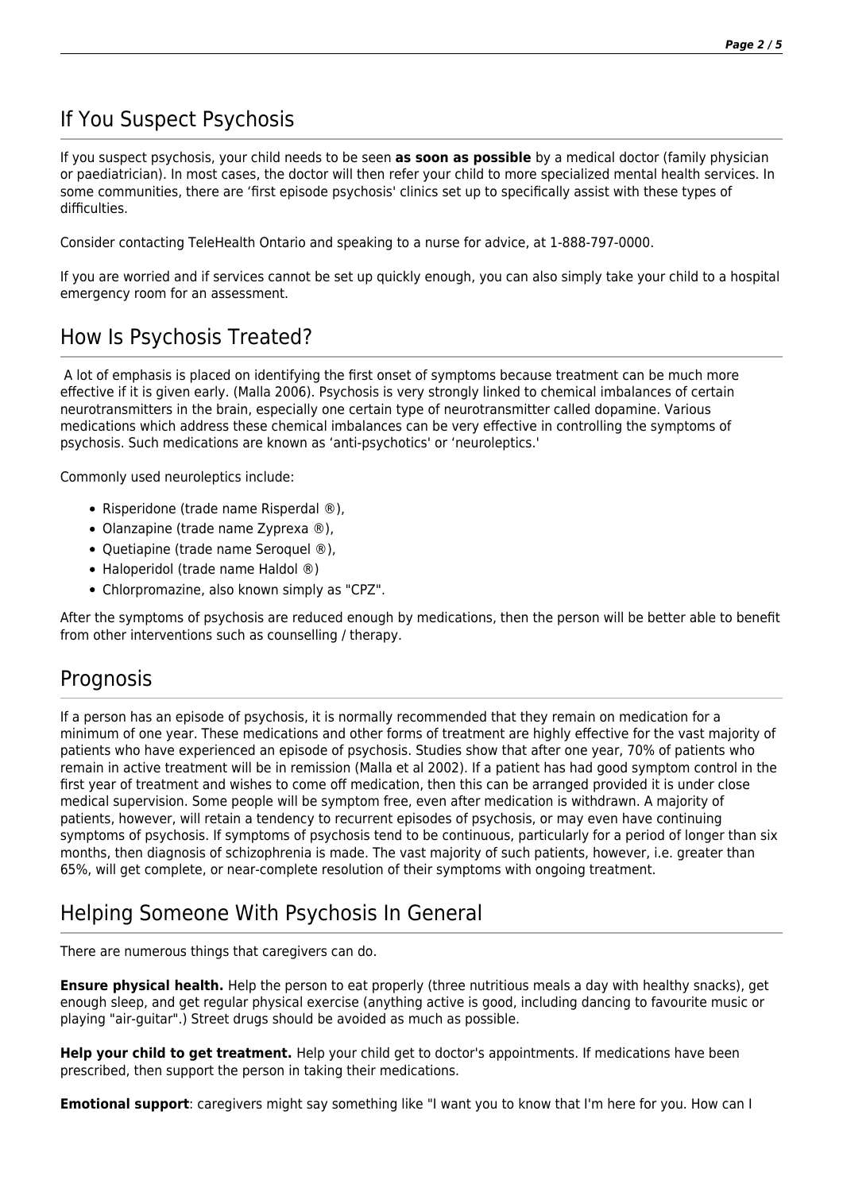## If You Suspect Psychosis

If you suspect psychosis, your child needs to be seen **as soon as possible** by a medical doctor (family physician or paediatrician). In most cases, the doctor will then refer your child to more specialized mental health services. In some communities, there are 'first episode psychosis' clinics set up to specifically assist with these types of difficulties.

Consider contacting TeleHealth Ontario and speaking to a nurse for advice, at 1-888-797-0000.

If you are worried and if services cannot be set up quickly enough, you can also simply take your child to a hospital emergency room for an assessment.

## How Is Psychosis Treated?

A lot of emphasis is placed on identifying the first onset of symptoms because treatment can be much more effective if it is given early. (Malla 2006). Psychosis is very strongly linked to chemical imbalances of certain neurotransmitters in the brain, especially one certain type of neurotransmitter called dopamine. Various medications which address these chemical imbalances can be very effective in controlling the symptoms of psychosis. Such medications are known as 'anti-psychotics' or 'neuroleptics.'

Commonly used neuroleptics include:

- Risperidone (trade name Risperdal ®),
- Olanzapine (trade name Zyprexa ®),
- Quetiapine (trade name Seroquel ®),
- Haloperidol (trade name Haldol ®)
- Chlorpromazine, also known simply as "CPZ".

After the symptoms of psychosis are reduced enough by medications, then the person will be better able to benefit from other interventions such as counselling / therapy.

## Prognosis

If a person has an episode of psychosis, it is normally recommended that they remain on medication for a minimum of one year. These medications and other forms of treatment are highly effective for the vast majority of patients who have experienced an episode of psychosis. Studies show that after one year, 70% of patients who remain in active treatment will be in remission (Malla et al 2002). If a patient has had good symptom control in the first year of treatment and wishes to come off medication, then this can be arranged provided it is under close medical supervision. Some people will be symptom free, even after medication is withdrawn. A majority of patients, however, will retain a tendency to recurrent episodes of psychosis, or may even have continuing symptoms of psychosis. If symptoms of psychosis tend to be continuous, particularly for a period of longer than six months, then diagnosis of schizophrenia is made. The vast majority of such patients, however, i.e. greater than 65%, will get complete, or near-complete resolution of their symptoms with ongoing treatment.

## Helping Someone With Psychosis In General

There are numerous things that caregivers can do.

**Ensure physical health.** Help the person to eat properly (three nutritious meals a day with healthy snacks), get enough sleep, and get regular physical exercise (anything active is good, including dancing to favourite music or playing "air-guitar".) Street drugs should be avoided as much as possible.

**Help your child to get treatment.** Help your child get to doctor's appointments. If medications have been prescribed, then support the person in taking their medications.

**Emotional support**: caregivers might say something like "I want you to know that I'm here for you. How can I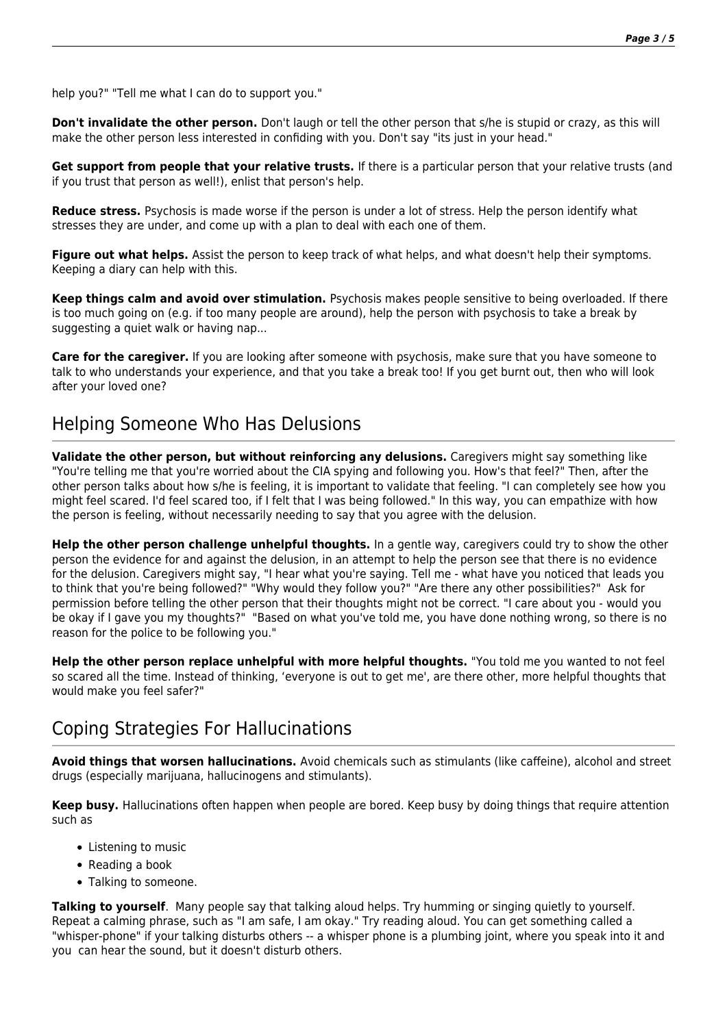help you?" "Tell me what I can do to support you."

**Don't invalidate the other person.** Don't laugh or tell the other person that s/he is stupid or crazy, as this will make the other person less interested in confiding with you. Don't say "its just in your head."

**Get support from people that your relative trusts.** If there is a particular person that your relative trusts (and if you trust that person as well!), enlist that person's help.

**Reduce stress.** Psychosis is made worse if the person is under a lot of stress. Help the person identify what stresses they are under, and come up with a plan to deal with each one of them.

**Figure out what helps.** Assist the person to keep track of what helps, and what doesn't help their symptoms. Keeping a diary can help with this.

**Keep things calm and avoid over stimulation.** Psychosis makes people sensitive to being overloaded. If there is too much going on (e.g. if too many people are around), help the person with psychosis to take a break by suggesting a quiet walk or having nap...

**Care for the caregiver.** If you are looking after someone with psychosis, make sure that you have someone to talk to who understands your experience, and that you take a break too! If you get burnt out, then who will look after your loved one?

## Helping Someone Who Has Delusions

**Validate the other person, but without reinforcing any delusions.** Caregivers might say something like "You're telling me that you're worried about the CIA spying and following you. How's that feel?" Then, after the other person talks about how s/he is feeling, it is important to validate that feeling. "I can completely see how you might feel scared. I'd feel scared too, if I felt that I was being followed." In this way, you can empathize with how the person is feeling, without necessarily needing to say that you agree with the delusion.

**Help the other person challenge unhelpful thoughts.** In a gentle way, caregivers could try to show the other person the evidence for and against the delusion, in an attempt to help the person see that there is no evidence for the delusion. Caregivers might say, "I hear what you're saying. Tell me - what have you noticed that leads you to think that you're being followed?" "Why would they follow you?" "Are there any other possibilities?" Ask for permission before telling the other person that their thoughts might not be correct. "I care about you - would you be okay if I gave you my thoughts?" "Based on what you've told me, you have done nothing wrong, so there is no reason for the police to be following you."

**Help the other person replace unhelpful with more helpful thoughts.** "You told me you wanted to not feel so scared all the time. Instead of thinking, 'everyone is out to get me', are there other, more helpful thoughts that would make you feel safer?"

## Coping Strategies For Hallucinations

**Avoid things that worsen hallucinations.** Avoid chemicals such as stimulants (like caffeine), alcohol and street drugs (especially marijuana, hallucinogens and stimulants).

**Keep busy.** Hallucinations often happen when people are bored. Keep busy by doing things that require attention such as

- Listening to music
- Reading a book
- Talking to someone.

**Talking to yourself**. Many people say that talking aloud helps. Try humming or singing quietly to yourself. Repeat a calming phrase, such as "I am safe, I am okay." Try reading aloud. You can get something called a "whisper-phone" if your talking disturbs others -- a whisper phone is a plumbing joint, where you speak into it and you can hear the sound, but it doesn't disturb others.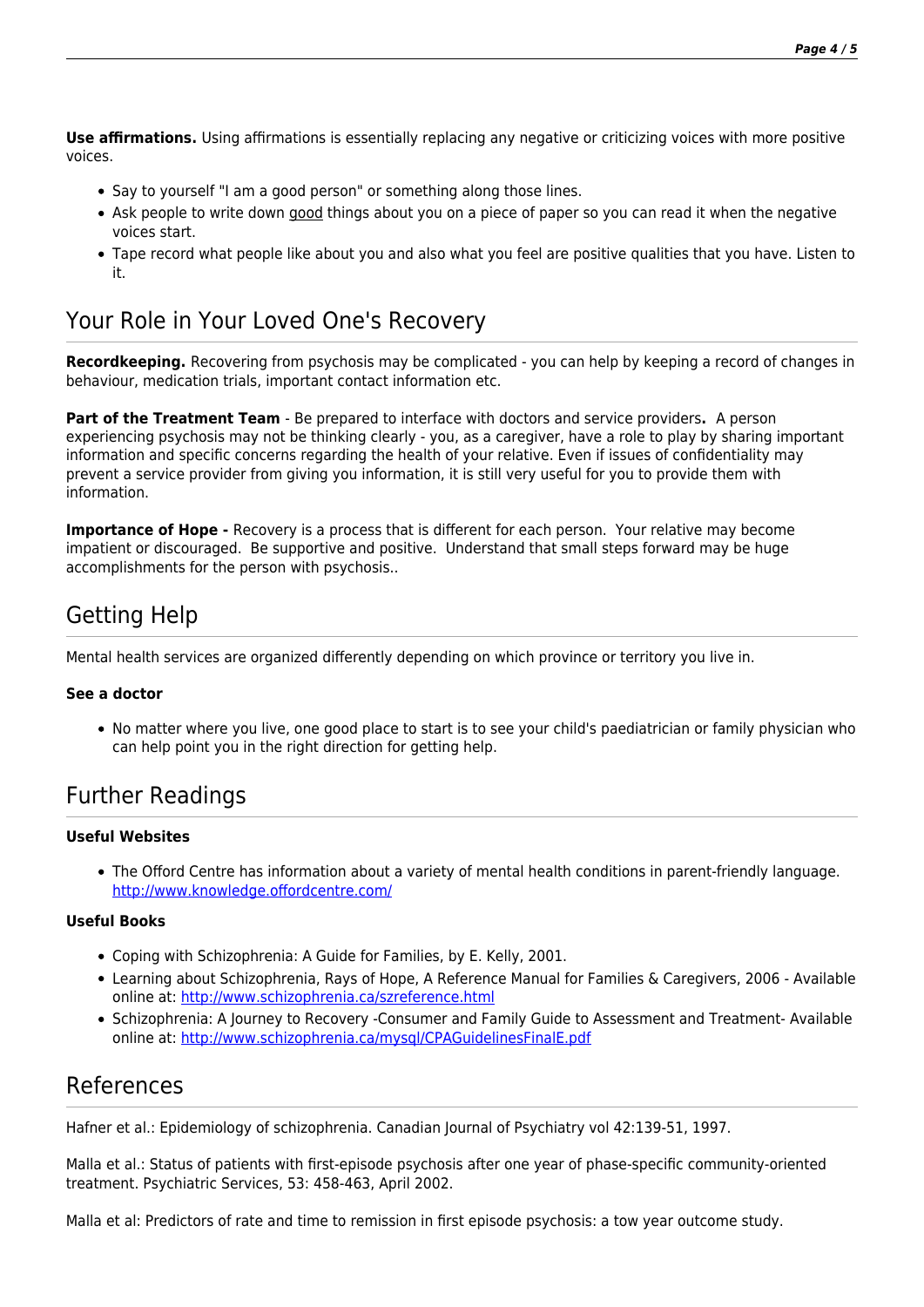**Use affirmations.** Using affirmations is essentially replacing any negative or criticizing voices with more positive voices.

- Say to yourself "I am a good person" or something along those lines.
- Ask people to write down good things about you on a piece of paper so you can read it when the negative voices start.
- Tape record what people like about you and also what you feel are positive qualities that you have. Listen to it.

## Your Role in Your Loved One's Recovery

**Recordkeeping.** Recovering from psychosis may be complicated - you can help by keeping a record of changes in behaviour, medication trials, important contact information etc.

**Part of the Treatment Team** - Be prepared to interface with doctors and service providers**.** A person experiencing psychosis may not be thinking clearly - you, as a caregiver, have a role to play by sharing important information and specific concerns regarding the health of your relative. Even if issues of confidentiality may prevent a service provider from giving you information, it is still very useful for you to provide them with information.

**Importance of Hope -** Recovery is a process that is different for each person. Your relative may become impatient or discouraged. Be supportive and positive. Understand that small steps forward may be huge accomplishments for the person with psychosis..

## Getting Help

Mental health services are organized differently depending on which province or territory you live in.

**See a doctor**

- No matter where you live, one good place to start is to see your child's paediatrician or family physician who can help point you in the right direction for getting help.

## Further Readings

**Useful Websites**

- The Offord Centre has information about a variety of mental health conditions in parent-friendly language. http://www.knowledge.offordcentre.com/

**Useful Books**

- Coping with Schizophrenia: A Guide for Families, by E. Kelly, 2001.
- Learning about Schizophrenia, Rays of Hope, A Reference Manual for Families & Caregivers, 2006 - Available online at: http://www.schizophrenia.ca/szreference.html
- Schizophrenia: A Journey to Recovery -Consumer and Family Guide to Assessment and Treatment- Available online at: http://www.schizophrenia.ca/mysql/CPAGuidelinesFinalE.pdf

## References

Hafner et al.: Epidemiology of schizophrenia. Canadian Journal of Psychiatry vol 42:139-51, 1997.

Malla et al.: Status of patients with first-episode psychosis after one year of phase-specific community-oriented treatment. Psychiatric Services, 53: 458-463, April 2002.

Malla et al: Predictors of rate and time to remission in first episode psychosis: a tow year outcome study.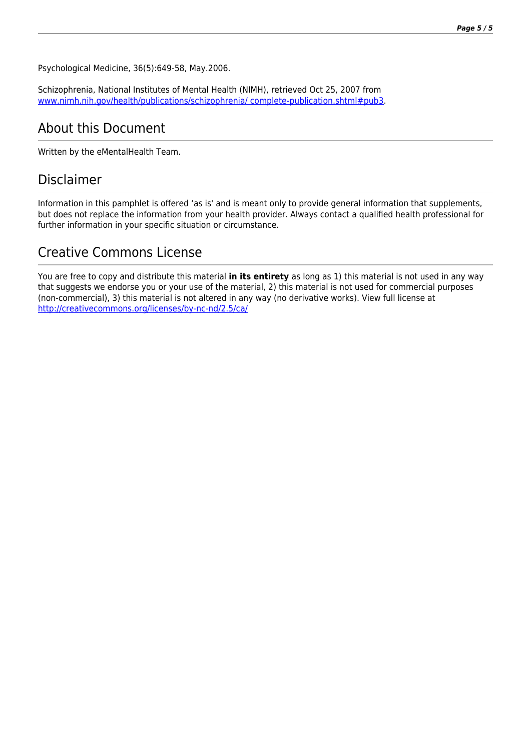Psychological Medicine, 36(5):649-58, May.2006.

Schizophrenia, National Institutes of Mental Health (NIMH), retrieved Oct 25, 2007 from [www.nimh.nih.gov/health/publications/schizophrenia/ complete-publication.shtml#pub3](www.nimh.nih.gov/health/publications/schizophrenia/complete-publication.shtml#pub3).

## About this Document

Written by the eMentalHealth Team.

## Disclaimer

Information in this pamphlet is offered ‘as is' and is meant only to provide general information that supplements, but does not replace the information from your health provider. Always contact a qualified health professional for further information in your specific situation or circumstance.

## Creative Commons License

You are free to copy and distribute this material **in its entirety** as long as 1) this material is not used in any way that suggests we endorse you or your use of the material, 2) this material is not used for commercial purposes (non-commercial), 3) this material is not altered in any way (no derivative works). View full license at [http://creativecommons.org/licenses/by-nc-nd/2.5/ca/](http://creativecommons.org/licenses/by-nc-nd/2.5/ca/)